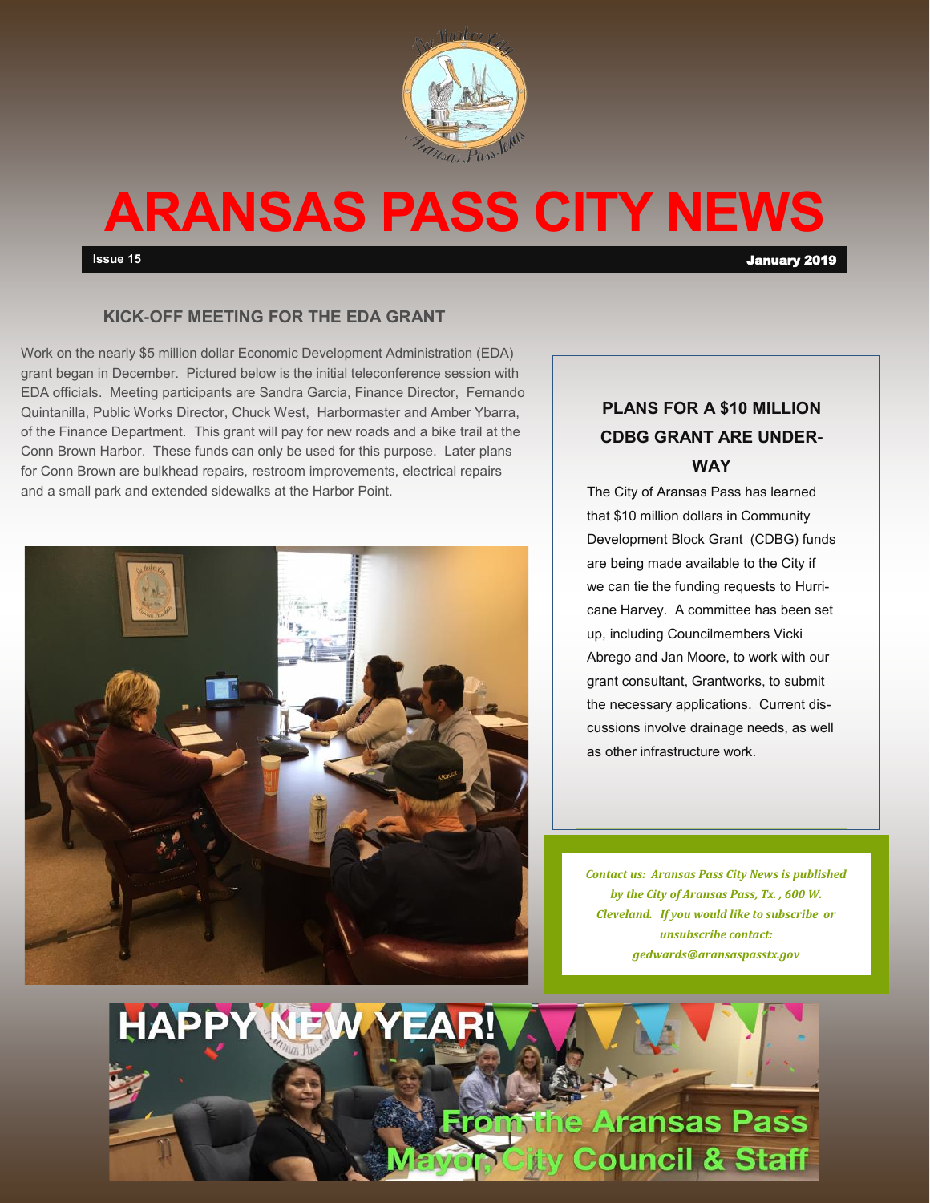# ARANSAS PASS CITY NEWS

**Issue 15** **January 2019**

## KICK-OFF MEETING FOR THE EDA GRANT

Work on the nearly $5 million dollar Economic Development Administration (EDA) grant began in December. Pictured below is the initial teleconference session with EDA officials. Meeting participants are Sandra Garcia, Finance Director, Fernando Quintanilla, Public Works Director, Chuck West, Harbormaster and Amber Ybarra, of the Finance Department. This grant will pay for new roads and a bike trail at the Conn Brown Harbor. These funds can only be used for this purpose. Later plans for Conn Brown are bulkhead repairs, restroom improvements, electrical repairs and a small park and extended sidewalks at the Harbor Point.

## PLANS FOR A $10 MILLION CDBG GRANT ARE UNDERWAY

The City of Aransas Pass has learned that $10 million dollars in Community Development Block Grant (CDBG) funds are being made available to the City if we can tie the funding requests to Hurricane Harvey. A committee has been set up, including Councilmembers Vicki Abrego and Jan Moore, to work with our grant consultant, Grantworks, to submit the necessary applications. Current discussions involve drainage needs, as well as other infrastructure work.

*Contact us: Aransas Pass City News is published by the City of Aransas Pass, Tx. , 600 W. Cleveland. If you would like to subscribe or unsubscribe contact: gedwards@aransaspasstx.gov*

**HAPPY NEW YEAR!**

**From the Aransas Pass Mayor, City Council & Staff**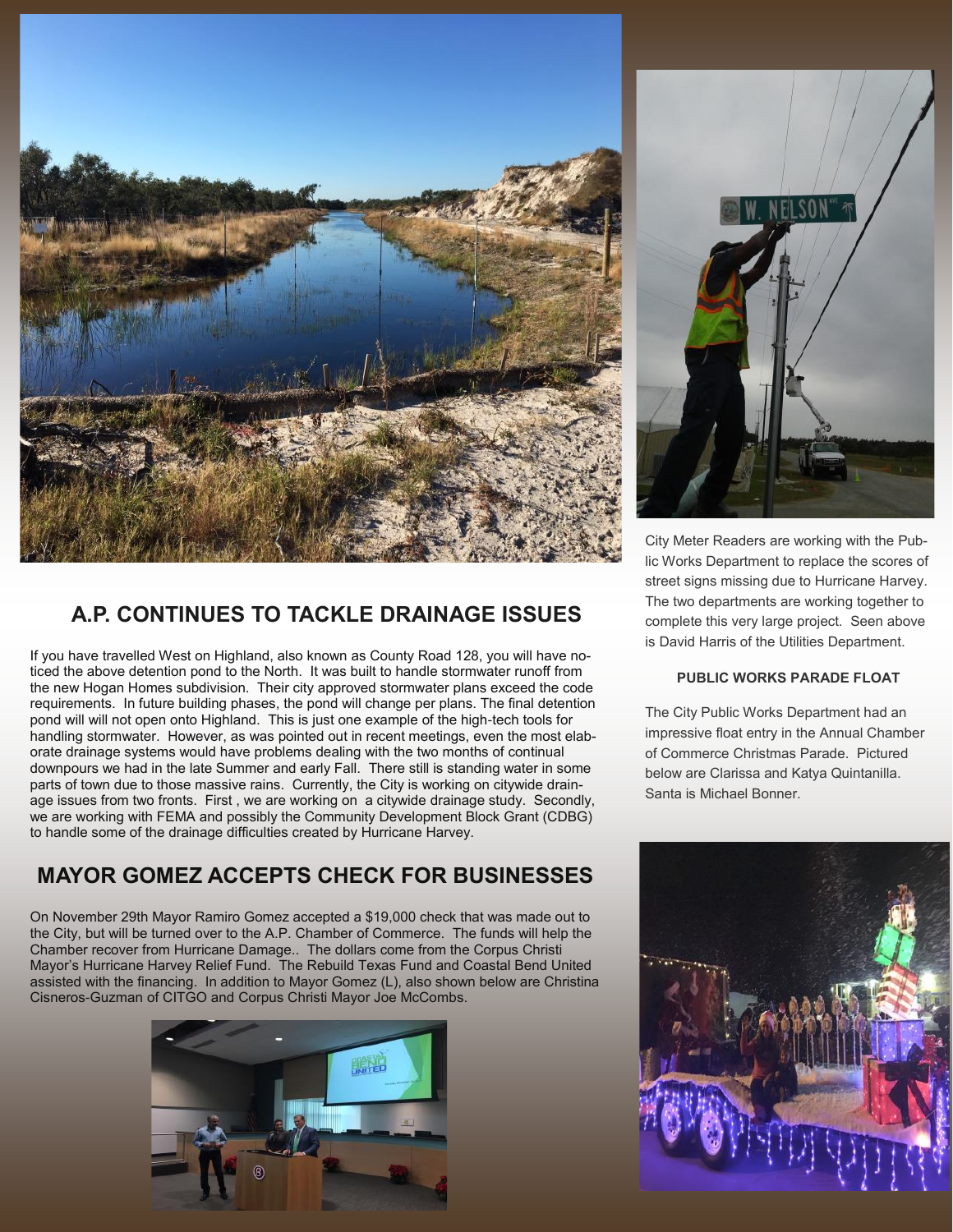## A.P. CONTINUES TO TACKLE DRAINAGE ISSUES

If you have travelled West on Highland, also known as County Road 128, you will have noticed the above detention pond to the North. It was built to handle stormwater runoff from the new Hogan Homes subdivision. Their city approved stormwater plans exceed the code requirements. In future building phases, the pond will change per plans. The final detention pond will will not open onto Highland. This is just one example of the high-tech tools for handling stormwater. However, as was pointed out in recent meetings, even the most elaborate drainage systems would have problems dealing with the two months of continual downpours we had in the late Summer and early Fall. There still is standing water in some parts of town due to those massive rains. Currently, the City is working on citywide drainage issues from two fronts. First , we are working on a citywide drainage study. Secondly, we are working with FEMA and possibly the Community Development Block Grant (CDBG) to handle some of the drainage difficulties created by Hurricane Harvey.

## MAYOR GOMEZ ACCEPTS CHECK FOR BUSINESSES

On November 29th Mayor Ramiro Gomez accepted a $19,000 check that was made out to the City, but will be turned over to the A.P. Chamber of Commerce. The funds will help the Chamber recover from Hurricane Damage.. The dollars come from the Corpus Christi Mayor's Hurricane Harvey Relief Fund. The Rebuild Texas Fund and Coastal Bend United assisted with the financing. In addition to Mayor Gomez (L), also shown below are Christina Cisneros-Guzman of CITGO and Corpus Christi Mayor Joe McCombs.

City Meter Readers are working with the Public Works Department to replace the scores of street signs missing due to Hurricane Harvey. The two departments are working together to complete this very large project. Seen above is David Harris of the Utilities Department.

### PUBLIC WORKS PARADE FLOAT

The City Public Works Department had an impressive float entry in the Annual Chamber of Commerce Christmas Parade. Pictured below are Clarissa and Katya Quintanilla. Santa is Michael Bonner.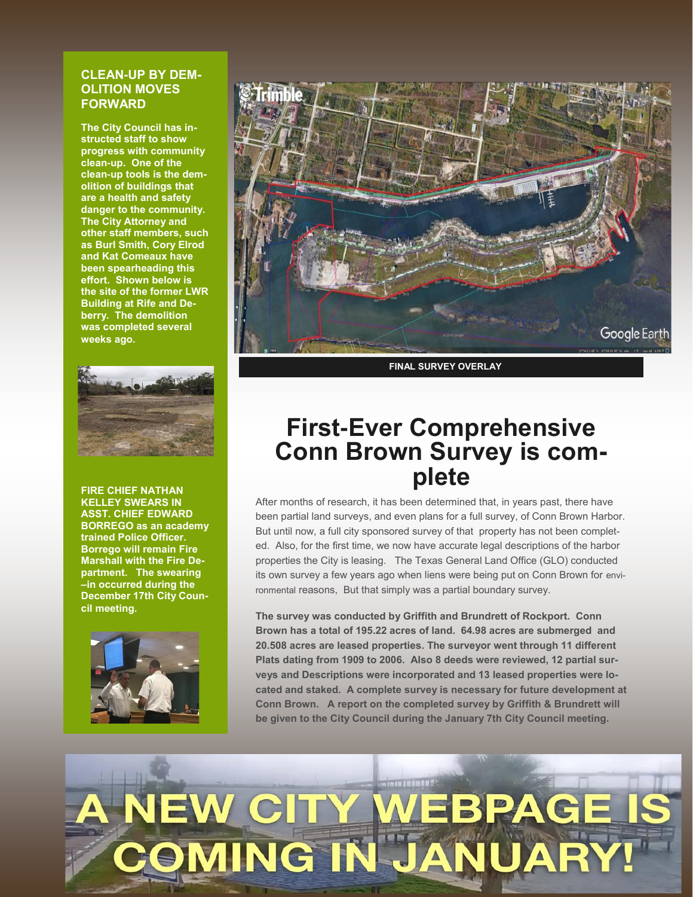## CLEAN-UP BY DEMOLITION MOVES FORWARD

**The City Council has instructed staff to show progress with community clean-up. One of the clean-up tools is the demolition of buildings that are a health and safety danger to the community. The City Attorney and other staff members, such as Burl Smith, Cory Elrod and Kat Comeaux have been spearheading this effort. Shown below is the site of the former LWR Building at Rife and Deberry. The demolition was completed several weeks ago.**

**FIRE CHIEF NATHAN KELLEY SWEARS IN ASST. CHIEF EDWARD BORREGO as an academy trained Police Officer. Borrego will remain Fire Marshall with the Fire Department. The swearing –in occurred during the December 17th City Council meeting.**

**FINAL SURVEY OVERLAY**

# First-Ever Comprehensive Conn Brown Survey is complete

After months of research, it has been determined that, in years past, there have been partial land surveys, and even plans for a full survey, of Conn Brown Harbor. But until now, a full city sponsored survey of that property has not been completed. Also, for the first time, we now have accurate legal descriptions of the harbor properties the City is leasing. The Texas General Land Office (GLO) conducted its own survey a few years ago when liens were being put on Conn Brown for environmental reasons, But that simply was a partial boundary survey.

**The survey was conducted by Griffith and Brundrett of Rockport. Conn Brown has a total of 195.22 acres of land. 64.98 acres are submerged and 20.508 acres are leased properties. The surveyor went through 11 different Plats dating from 1909 to 2006. Also 8 deeds were reviewed, 12 partial surveys and Descriptions were incorporated and 13 leased properties were located and staked. A complete survey is necessary for future development at Conn Brown. A report on the completed survey by Griffith & Brundrett will be given to the City Council during the January 7th City Council meeting.**

# A NEW CITY WEBPAGE IS COMING IN JANUARY!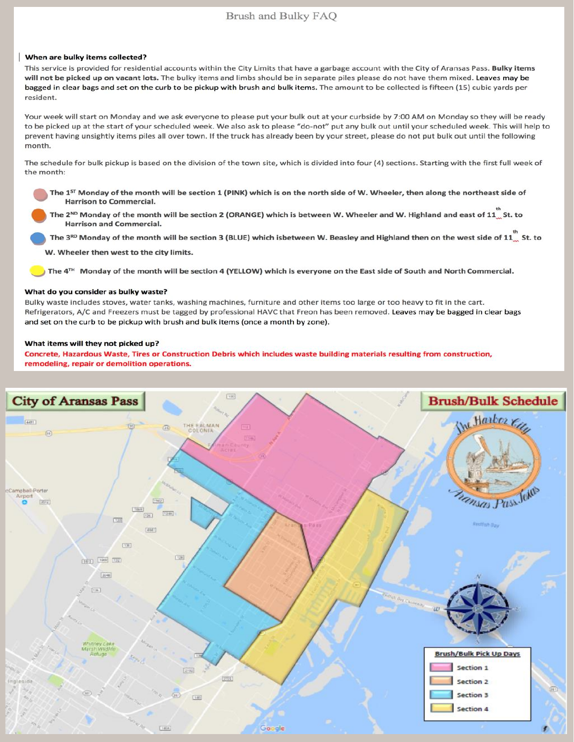# Brush and Bulky FAQ

**When are bulky items collected?**

This service is provided for residential accounts within the City Limits that have a garbage account with the City of Aransas Pass. **Bulky items will not be picked up on vacant lots.** The bulky items and limbs should be in separate piles please do not have them mixed. **Leaves may be bagged in clear bags and set on the curb to be pickup with brush and bulk items.** The amount to be collected is fifteen (15) cubic yards per resident.

Your week will start on Monday and we ask everyone to please put your bulk out at your curbside by 7:00 AM on Monday so they will be ready to be picked up at the start of your scheduled week. We also ask to please "do-not" put any bulk out until your scheduled week. This will help to prevent having unsightly items piles all over town. If the truck has already been by your street, please do not put bulk out until the following month.

The schedule for bulk pickup is based on the division of the town site, which is divided into four (4) sections. Starting with the first full week of the month:

- **The 1ST Monday of the month will be section 1 (PINK) which is on the north side of W. Wheeler, then along the northeast side of Harrison to Commercial.**
- **The 2ND Monday of the month will be section 2 (ORANGE) which is between W. Wheeler and W. Highland and east of 11th St. to Harrison and Commercial.**
- **The 3RD Monday of the month will be section 3 (BLUE) which isbetween W. Beasley and Highland then on the west side of 11th St. to W. Wheeler then west to the city limits.**
- **The 4TH Monday of the month will be section 4 (YELLOW) which is everyone on the East side of South and North Commercial.**

**What do you consider as bulky waste?**

Bulky waste includes stoves, water tanks, washing machines, furniture and other items too large or too heavy to fit in the cart. Refrigerators, A/C and Freezers must be tagged by professional HAVC that Freon has been removed. **Leaves may be bagged in clear bags and set on the curb to be pickup with brush and bulk items (once a month by zone).**

**What items will they not picked up?**

**Concrete, Hazardous Waste, Tires or Construction Debris which includes waste building materials resulting from construction, remodeling, repair or demolition operations.**

City of Aransas Pass

Brush/Bulk Schedule

The Harbor City

Aransas Pass, Texas

Brush/Bulk Pick Up Days

Section 1

Section 2

Section 3

Section 4